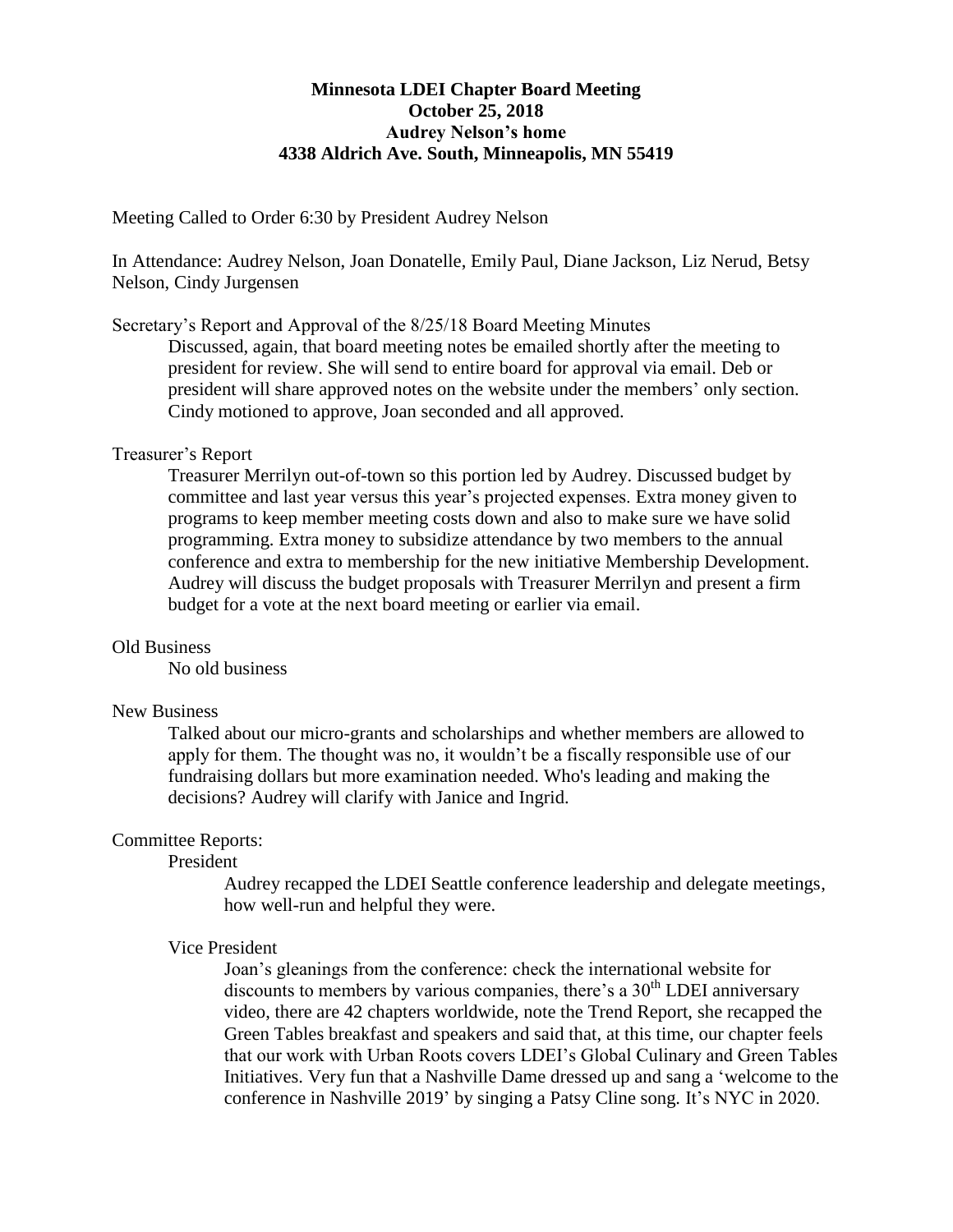**Minnesota LDEI Chapter Board Meeting**
**October 25, 2018**
**Audrey Nelson's home**
**4338 Aldrich Ave. South, Minneapolis, MN 55419**

Meeting Called to Order 6:30 by President Audrey Nelson

In Attendance: Audrey Nelson, Joan Donatelle, Emily Paul, Diane Jackson, Liz Nerud, Betsy Nelson, Cindy Jurgensen

Secretary's Report and Approval of the 8/25/18 Board Meeting Minutes

> Discussed, again, that board meeting notes be emailed shortly after the meeting to president for review. She will send to entire board for approval via email. Deb or president will share approved notes on the website under the members' only section. Cindy motioned to approve, Joan seconded and all approved.

Treasurer's Report

> Treasurer Merrilyn out-of-town so this portion led by Audrey. Discussed budget by committee and last year versus this year's projected expenses. Extra money given to programs to keep member meeting costs down and also to make sure we have solid programming. Extra money to subsidize attendance by two members to the annual conference and extra to membership for the new initiative Membership Development. Audrey will discuss the budget proposals with Treasurer Merrilyn and present a firm budget for a vote at the next board meeting or earlier via email.

Old Business

> No old business

New Business

> Talked about our micro-grants and scholarships and whether members are allowed to apply for them. The thought was no, it wouldn't be a fiscally responsible use of our fundraising dollars but more examination needed. Who's leading and making the decisions? Audrey will clarify with Janice and Ingrid.

Committee Reports:

> President
>
> > Audrey recapped the LDEI Seattle conference leadership and delegate meetings, how well-run and helpful they were.
>
> Vice President
>
> > Joan's gleanings from the conference: check the international website for discounts to members by various companies, there's a 30th LDEI anniversary video, there are 42 chapters worldwide, note the Trend Report, she recapped the Green Tables breakfast and speakers and said that, at this time, our chapter feels that our work with Urban Roots covers LDEI's Global Culinary and Green Tables Initiatives. Very fun that a Nashville Dame dressed up and sang a 'welcome to the conference in Nashville 2019' by singing a Patsy Cline song. It's NYC in 2020.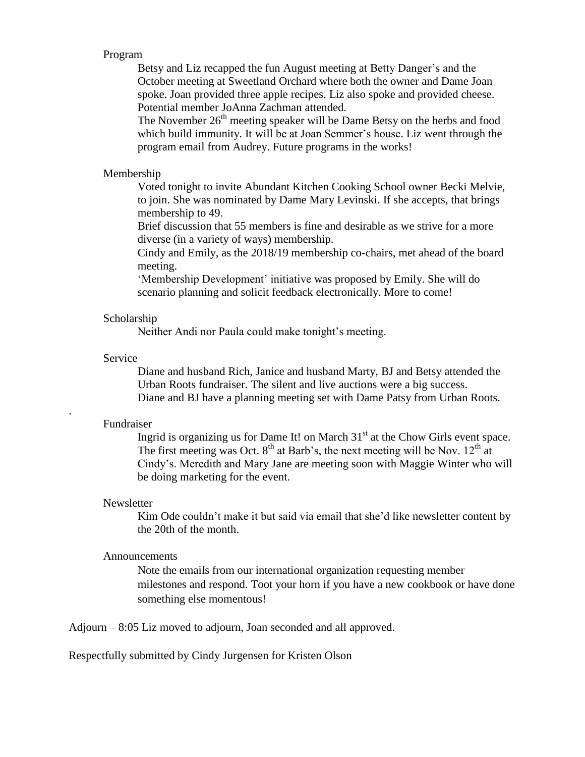## Program

Betsy and Liz recapped the fun August meeting at Betty Danger's and the October meeting at Sweetland Orchard where both the owner and Dame Joan spoke. Joan provided three apple recipes. Liz also spoke and provided cheese. Potential member JoAnna Zachman attended.

The November 26th meeting speaker will be Dame Betsy on the herbs and food which build immunity. It will be at Joan Semmer's house. Liz went through the program email from Audrey. Future programs in the works!

## Membership

Voted tonight to invite Abundant Kitchen Cooking School owner Becki Melvie, to join. She was nominated by Dame Mary Levinski. If she accepts, that brings membership to 49.

Brief discussion that 55 members is fine and desirable as we strive for a more diverse (in a variety of ways) membership.

Cindy and Emily, as the 2018/19 membership co-chairs, met ahead of the board meeting.

'Membership Development' initiative was proposed by Emily. She will do scenario planning and solicit feedback electronically. More to come!

## Scholarship

Neither Andi nor Paula could make tonight's meeting.

## Service

Diane and husband Rich, Janice and husband Marty, BJ and Betsy attended the Urban Roots fundraiser. The silent and live auctions were a big success.

Diane and BJ have a planning meeting set with Dame Patsy from Urban Roots.

## Fundraiser

Ingrid is organizing us for Dame It! on March 31st at the Chow Girls event space. The first meeting was Oct. 8th at Barb's, the next meeting will be Nov. 12th at Cindy's. Meredith and Mary Jane are meeting soon with Maggie Winter who will be doing marketing for the event.

## Newsletter

Kim Ode couldn't make it but said via email that she'd like newsletter content by the 20th of the month.

## Announcements

Note the emails from our international organization requesting member milestones and respond. Toot your horn if you have a new cookbook or have done something else momentous!

Adjourn – 8:05 Liz moved to adjourn, Joan seconded and all approved.

Respectfully submitted by Cindy Jurgensen for Kristen Olson